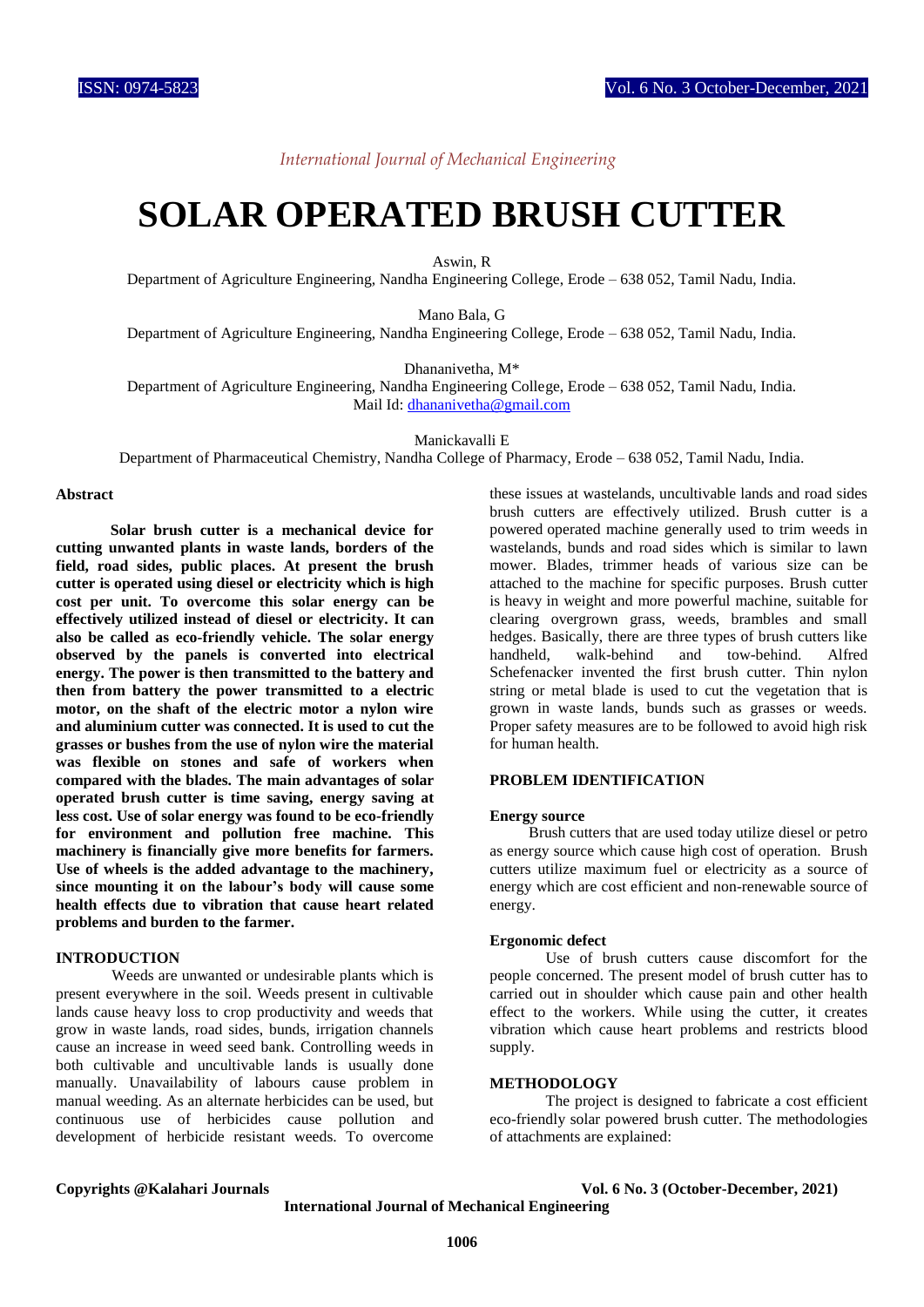*International Journal of Mechanical Engineering*

# SOLAR OPERATED BRUSH CUTTER

Aswin, R

Department of Agriculture Engineering, Nandha Engineering College, Erode – 638 052, Tamil Nadu, India.

Mano Bala, G

Department of Agriculture Engineering, Nandha Engineering College, Erode – 638 052, Tamil Nadu, India.

Dhananivetha, M*

Department of Agriculture Engineering, Nandha Engineering College, Erode – 638 052, Tamil Nadu, India.
Mail Id: dhananivetha@gmail.com

Manickavalli E

Department of Pharmaceutical Chemistry, Nandha College of Pharmacy, Erode – 638 052, Tamil Nadu, India.

## Abstract

**Solar brush cutter is a mechanical device for cutting unwanted plants in waste lands, borders of the field, road sides, public places. At present the brush cutter is operated using diesel or electricity which is high cost per unit. To overcome this solar energy can be effectively utilized instead of diesel or electricity. It can also be called as eco-friendly vehicle. The solar energy observed by the panels is converted into electrical energy. The power is then transmitted to the battery and then from battery the power transmitted to a electric motor, on the shaft of the electric motor a nylon wire and aluminium cutter was connected. It is used to cut the grasses or bushes from the use of nylon wire the material was flexible on stones and safe of workers when compared with the blades. The main advantages of solar operated brush cutter is time saving, energy saving at less cost. Use of solar energy was found to be eco-friendly for environment and pollution free machine. This machinery is financially give more benefits for farmers. Use of wheels is the added advantage to the machinery, since mounting it on the labour's body will cause some health effects due to vibration that cause heart related problems and burden to the farmer.**

## INTRODUCTION

Weeds are unwanted or undesirable plants which is present everywhere in the soil. Weeds present in cultivable lands cause heavy loss to crop productivity and weeds that grow in waste lands, road sides, bunds, irrigation channels cause an increase in weed seed bank. Controlling weeds in both cultivable and uncultivable lands is usually done manually. Unavailability of labours cause problem in manual weeding. As an alternate herbicides can be used, but continuous use of herbicides cause pollution and development of herbicide resistant weeds. To overcome these issues at wastelands, uncultivable lands and road sides brush cutters are effectively utilized. Brush cutter is a powered operated machine generally used to trim weeds in wastelands, bunds and road sides which is similar to lawn mower. Blades, trimmer heads of various size can be attached to the machine for specific purposes. Brush cutter is heavy in weight and more powerful machine, suitable for clearing overgrown grass, weeds, brambles and small hedges. Basically, there are three types of brush cutters like handheld, walk-behind and tow-behind. Alfred Schefenacker invented the first brush cutter. Thin nylon string or metal blade is used to cut the vegetation that is grown in waste lands, bunds such as grasses or weeds. Proper safety measures are to be followed to avoid high risk for human health.

## PROBLEM IDENTIFICATION

### Energy source

Brush cutters that are used today utilize diesel or petro as energy source which cause high cost of operation. Brush cutters utilize maximum fuel or electricity as a source of energy which are cost efficient and non-renewable source of energy.

### Ergonomic defect

Use of brush cutters cause discomfort for the people concerned. The present model of brush cutter has to carried out in shoulder which cause pain and other health effect to the workers. While using the cutter, it creates vibration which cause heart problems and restricts blood supply.

## METHODOLOGY

The project is designed to fabricate a cost efficient eco-friendly solar powered brush cutter. The methodologies of attachments are explained: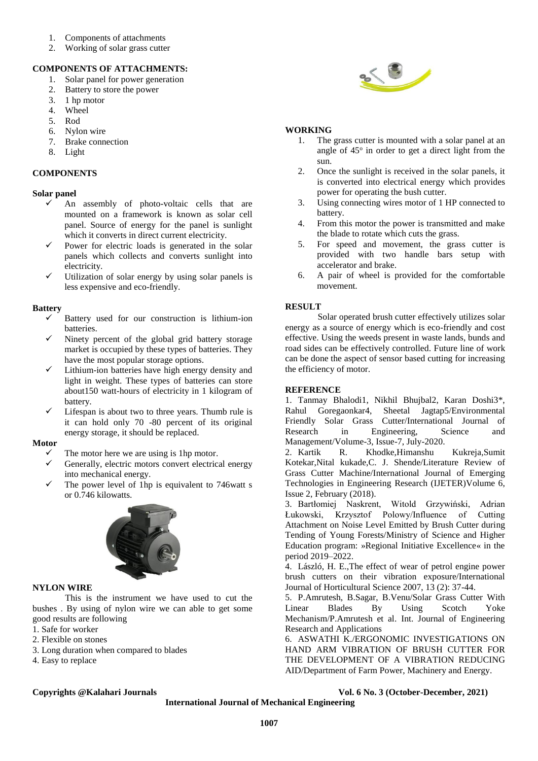1. Components of attachments
2. Working of solar grass cutter

## COMPONENTS OF ATTACHMENTS:

1. Solar panel for power generation
2. Battery to store the power
3. 1 hp motor
4. Wheel
5. Rod
6. Nylon wire
7. Brake connection
8. Light

## COMPONENTS

### Solar panel

- ✓ An assembly of photo-voltaic cells that are mounted on a framework is known as solar cell panel. Source of energy for the panel is sunlight which it converts in direct current electricity.
- ✓ Power for electric loads is generated in the solar panels which collects and converts sunlight into electricity.
- ✓ Utilization of solar energy by using solar panels is less expensive and eco-friendly.

### Battery

- ✓ Battery used for our construction is lithium-ion batteries.
- ✓ Ninety percent of the global grid battery storage market is occupied by these types of batteries. They have the most popular storage options.
- ✓ Lithium-ion batteries have high energy density and light in weight. These types of batteries can store about150 watt-hours of electricity in 1 kilogram of battery.
- ✓ Lifespan is about two to three years. Thumb rule is it can hold only 70 -80 percent of its original energy storage, it should be replaced.

### Motor

- ✓ The motor here we are using is 1hp motor.
- ✓ Generally, electric motors convert electrical energy into mechanical energy.
- ✓ The power level of 1hp is equivalent to 746watt s or 0.746 kilowatts.

## NYLON WIRE

This is the instrument we have used to cut the bushes . By using of nylon wire we can able to get some good results are following

1. Safe for worker
2. Flexible on stones
3. Long duration when compared to blades
4. Easy to replace

## WORKING

1. The grass cutter is mounted with a solar panel at an angle of $45^{o}$ in order to get a direct light from the sun.
2. Once the sunlight is received in the solar panels, it is converted into electrical energy which provides power for operating the bush cutter.
3. Using connecting wires motor of 1 HP connected to battery.
4. From this motor the power is transmitted and make the blade to rotate which cuts the grass.
5. For speed and movement, the grass cutter is provided with two handle bars setup with accelerator and brake.
6. A pair of wheel is provided for the comfortable movement.

## RESULT

Solar operated brush cutter effectively utilizes solar energy as a source of energy which is eco-friendly and cost effective. Using the weeds present in waste lands, bunds and road sides can be effectively controlled. Future line of work can be done the aspect of sensor based cutting for increasing the efficiency of motor.

## REFERENCE

1. Tanmay Bhalodi1, Nikhil Bhujbal2, Karan Doshi3*, Rahul Goregaonkar4, Sheetal Jagtap5/Environmental Friendly Solar Grass Cutter/International Journal of Research in Engineering, Science and Management/Volume-3, Issue-7, July-2020.

2. Kartik R. Khodke,Himanshu Kukreja,Sumit Kotekar,Nital kukade,C. J. Shende/Literature Review of Grass Cutter Machine/International Journal of Emerging Technologies in Engineering Research (IJETER)Volume 6, Issue 2, February (2018).

3. Bartłomiej Naskrent, Witold Grzywiński, Adrian Łukowski, Krzysztof Polowy/Influence of Cutting Attachment on Noise Level Emitted by Brush Cutter during Tending of Young Forests/Ministry of Science and Higher Education program: »Regional Initiative Excellence« in the period 2019–2022.

4. László, H. E.,The effect of wear of petrol engine power brush cutters on their vibration exposure/International Journal of Horticultural Science 2007, 13 (2): 37-44.

5. P.Amrutesh, B.Sagar, B.Venu/Solar Grass Cutter With Linear Blades By Using Scotch Yoke Mechanism/P.Amrutesh et al. Int. Journal of Engineering Research and Applications

6. ASWATHI K./ERGONOMIC INVESTIGATIONS ON HAND ARM VIBRATION OF BRUSH CUTTER FOR THE DEVELOPMENT OF A VIBRATION REDUCING AID/Department of Farm Power, Machinery and Energy.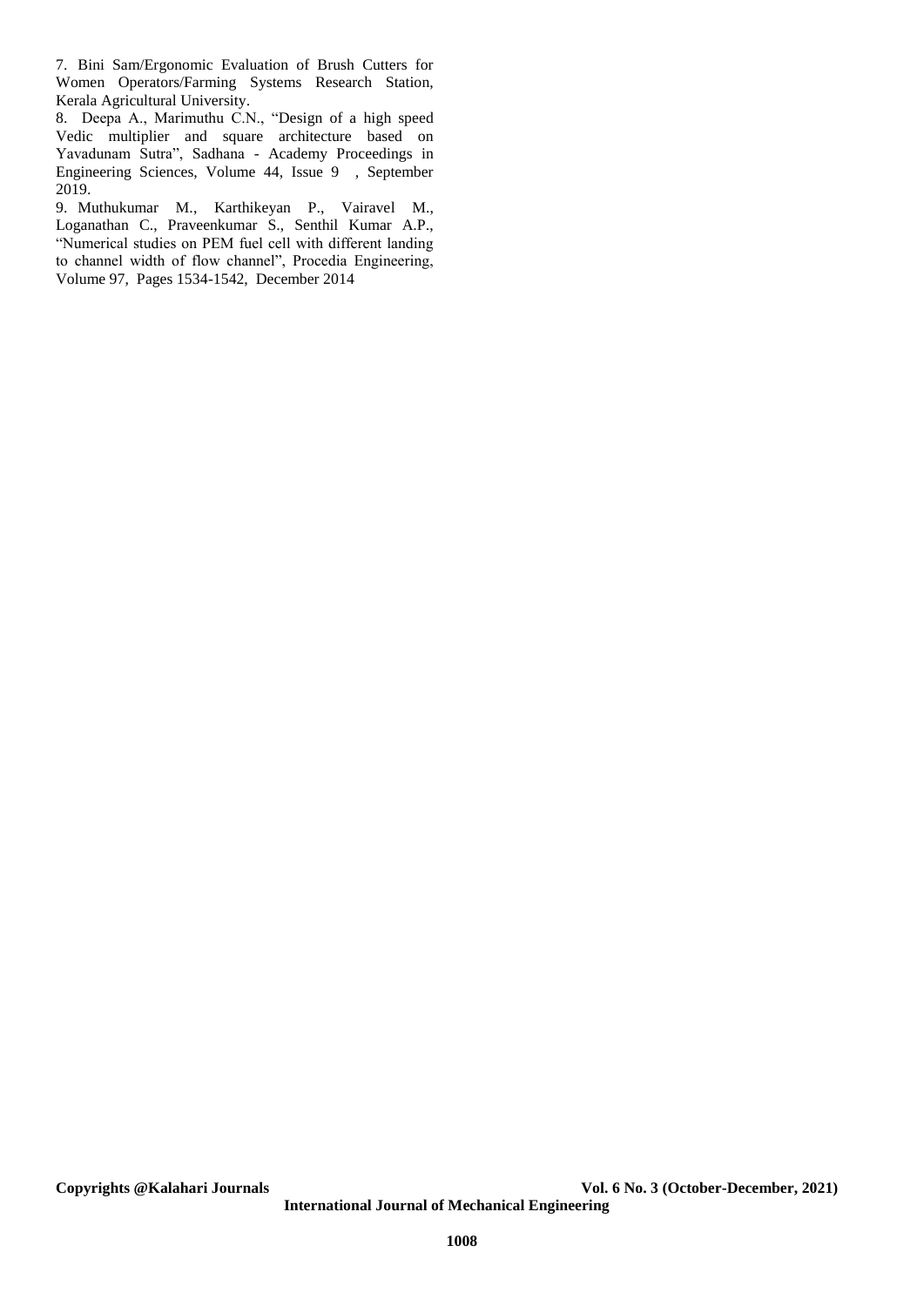7. Bini Sam/Ergonomic Evaluation of Brush Cutters for Women Operators/Farming Systems Research Station, Kerala Agricultural University.

8. Deepa A., Marimuthu C.N., "Design of a high speed Vedic multiplier and square architecture based on Yavadunam Sutra", Sadhana - Academy Proceedings in Engineering Sciences, Volume 44, Issue 9 , September 2019.

9. Muthukumar M., Karthikeyan P., Vairavel M., Loganathan C., Praveenkumar S., Senthil Kumar A.P., "Numerical studies on PEM fuel cell with different landing to channel width of flow channel", Procedia Engineering, Volume 97, Pages 1534-1542, December 2014